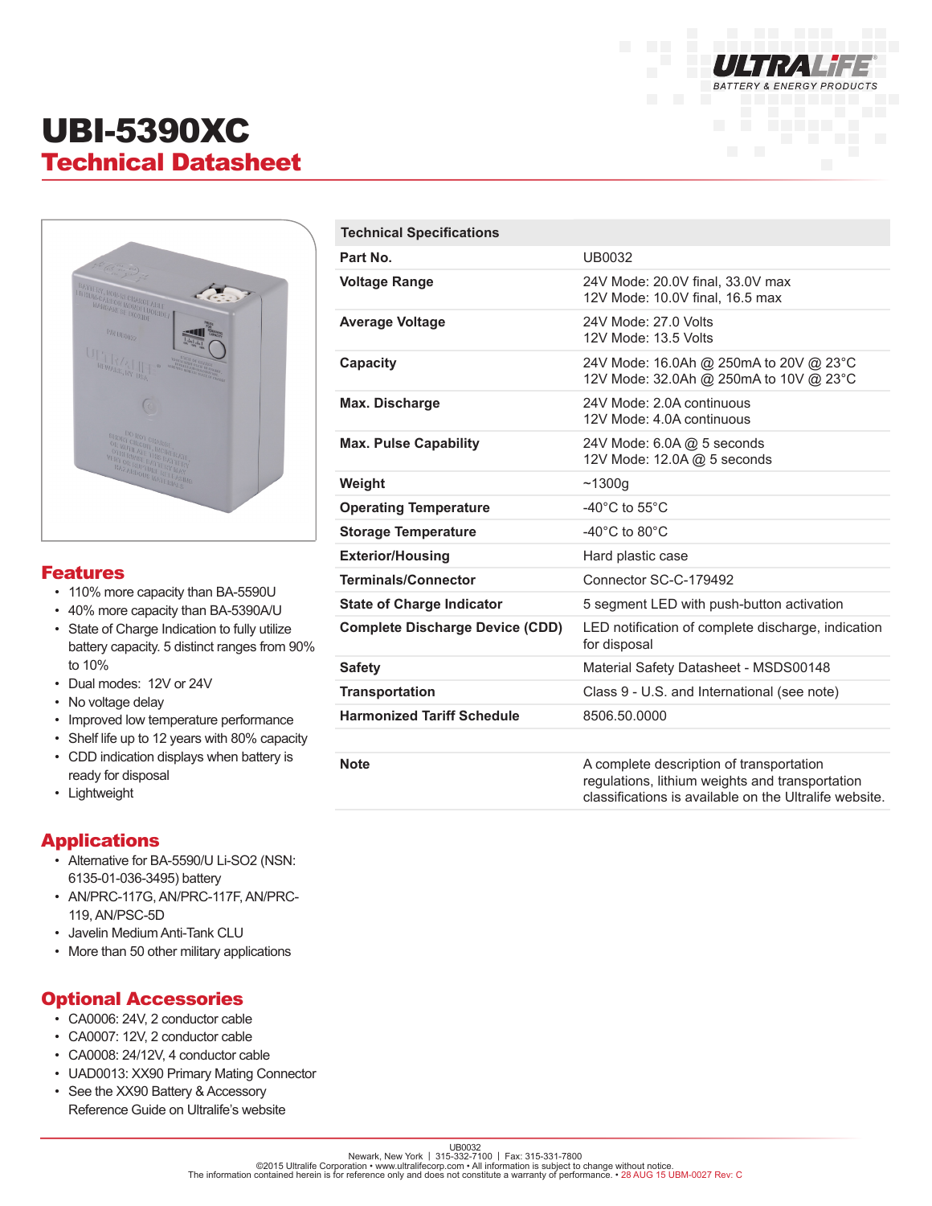# UBI-5390XC

## Technical Datasheet

## Features

- 110% more capacity than BA-5590U
- 40% more capacity than BA-5390A/U
- State of Charge Indication to fully utilize battery capacity. 5 distinct ranges from 90% to 10%
- Dual modes: 12V or 24V
- No voltage delay
- Improved low temperature performance
- Shelf life up to 12 years with 80% capacity
- CDD indication displays when battery is ready for disposal
- Lightweight

## Applications

- Alternative for BA-5590/U Li-SO2 (NSN: 6135-01-036-3495) battery
- AN/PRC-117G, AN/PRC-117F, AN/PRC-119, AN/PSC-5D
- Javelin Medium Anti-Tank CLU
- More than 50 other military applications

## Optional Accessories

- CA0006: 24V, 2 conductor cable
- CA0007: 12V, 2 conductor cable
- CA0008: 24/12V, 4 conductor cable
- UAD0013: XX90 Primary Mating Connector
- See the XX90 Battery & Accessory Reference Guide on Ultralife's website

| Technical Specifications | |
|---|---|
| **Part No.** | UB0032 |
| **Voltage Range** | 24V Mode: 20.0V final, 33.0V max<br>12V Mode: 10.0V final, 16.5 max |
| **Average Voltage** | 24V Mode: 27.0 Volts<br>12V Mode: 13.5 Volts |
| **Capacity** | 24V Mode: 16.0Ah @ 250mA to 20V @ 23°C<br>12V Mode: 32.0Ah @ 250mA to 10V @ 23°C |
| **Max. Discharge** | 24V Mode: 2.0A continuous<br>12V Mode: 4.0A continuous |
| **Max. Pulse Capability** | 24V Mode: 6.0A @ 5 seconds<br>12V Mode: 12.0A @ 5 seconds |
| **Weight** | ~1300g |
| **Operating Temperature** | -40°C to 55°C |
| **Storage Temperature** | -40°C to 80°C |
| **Exterior/Housing** | Hard plastic case |
| **Terminals/Connector** | Connector SC-C-179492 |
| **State of Charge Indicator** | 5 segment LED with push-button activation |
| **Complete Discharge Device (CDD)** | LED notification of complete discharge, indication for disposal |
| **Safety** | Material Safety Datasheet - MSDS00148 |
| **Transportation** | Class 9 - U.S. and International (see note) |
| **Harmonized Tariff Schedule** | 8506.50.0000 |
| | |
| **Note** | A complete description of transportation regulations, lithium weights and transportation classifications is available on the Ultralife website. |

UB0032
Newark, New York | 315-332-7100 | Fax: 315-331-7800
©2015 Ultralife Corporation • www.ultralifecorp.com • All information is subject to change without notice.
The information contained herein is for reference only and does not constitute a warranty of performance. • 28 AUG 15 UBM-0027 Rev: C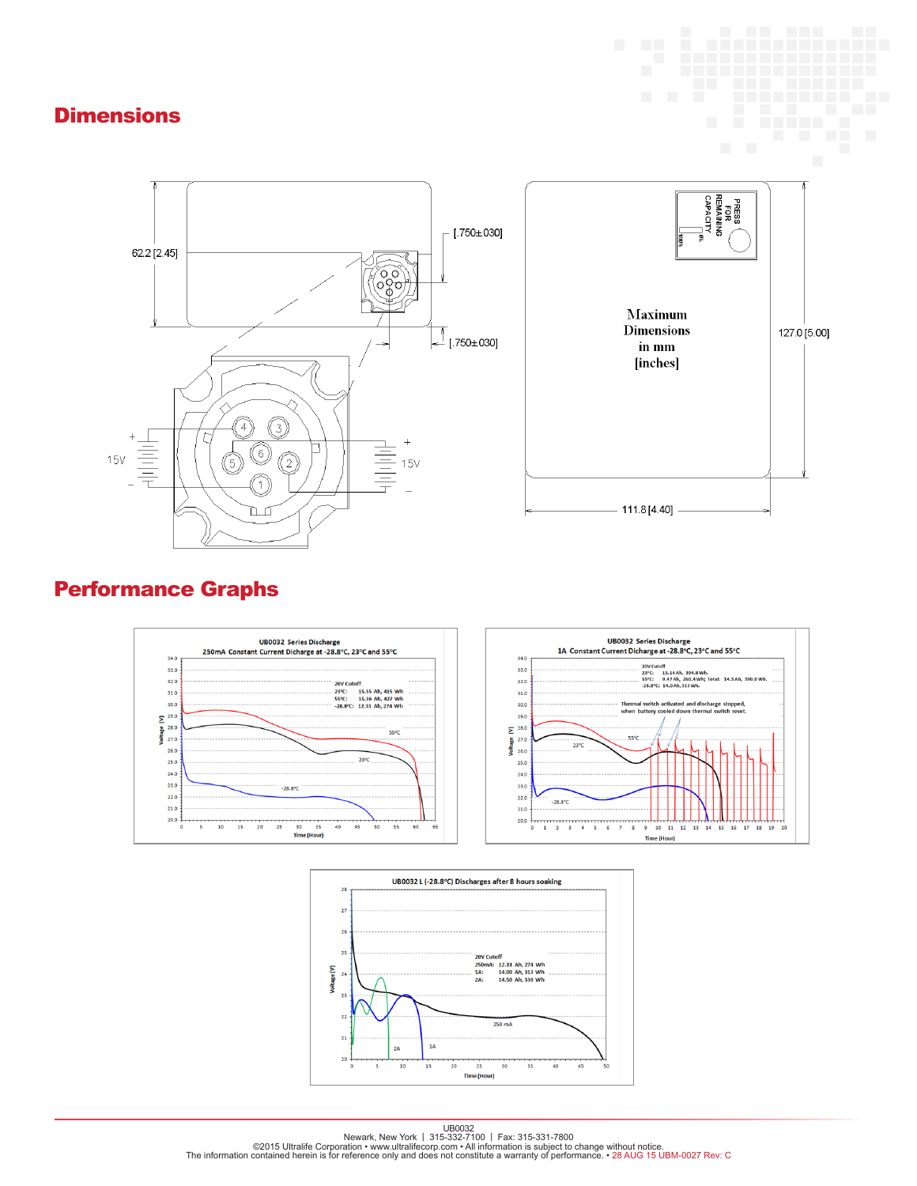## Dimensions

62.2 [2.45]

[.750±.030]

[.750±.030]

15V

15V

PRESS FOR REMAINING CAPACITY

0%

100%

Maximum Dimensions in mm [inches]

127.0 [5.00]

111.8 [4.40]

## Performance Graphs

UB0032 Series Discharge
250mA Constant Current Dicharge at -28.8°C, 23°C and 55°C

20V Cutoff
23°C: 15.55 Ah, 415 Wh
55°C: 15.36 Ah, 427 Wh
-28.8°C: 12.33 Ah, 274 Wh

55°C
23°C
-28.8°C

Voltage (V)
Time (Hour)

UB0032 Series Discharge
1A Constant Current Dicharge at -28.8°C, 23°C and 55°C

20V Cutoff
23°C: 15.14 Ah, 394.8 Wh.
55°C: 9.47 Ah, 260.4 Wh; Total: 14.5 Ah, 390.0 Wh.
-28.8°C: 14.0 Ah, 313 Wh.

Thermal switch activated and discharge stopped, when battery cooled down thermal switch reset.

55°C
23°C
-28.8°C

Voltage (V)
Time (Hour)

UB0032 L (-28.8°C) Discharges after 8 hours soaking

20V Cutoff
250mA: 12.33 Ah, 274 Wh
1A: 14.00 Ah, 313 Wh
2A: 14.50 Ah, 330 Wh

250 mA
2A
1A

Voltage (V)
Time (Hour)

UB0032
Newark, New York | 315-332-7100 | Fax: 315-331-7800
©2015 Ultralife Corporation • www.ultralifecorp.com • All information is subject to change without notice.
The information contained herein is for reference only and does not constitute a warranty of performance. • 28 AUG 15 UBM-0027 Rev: C